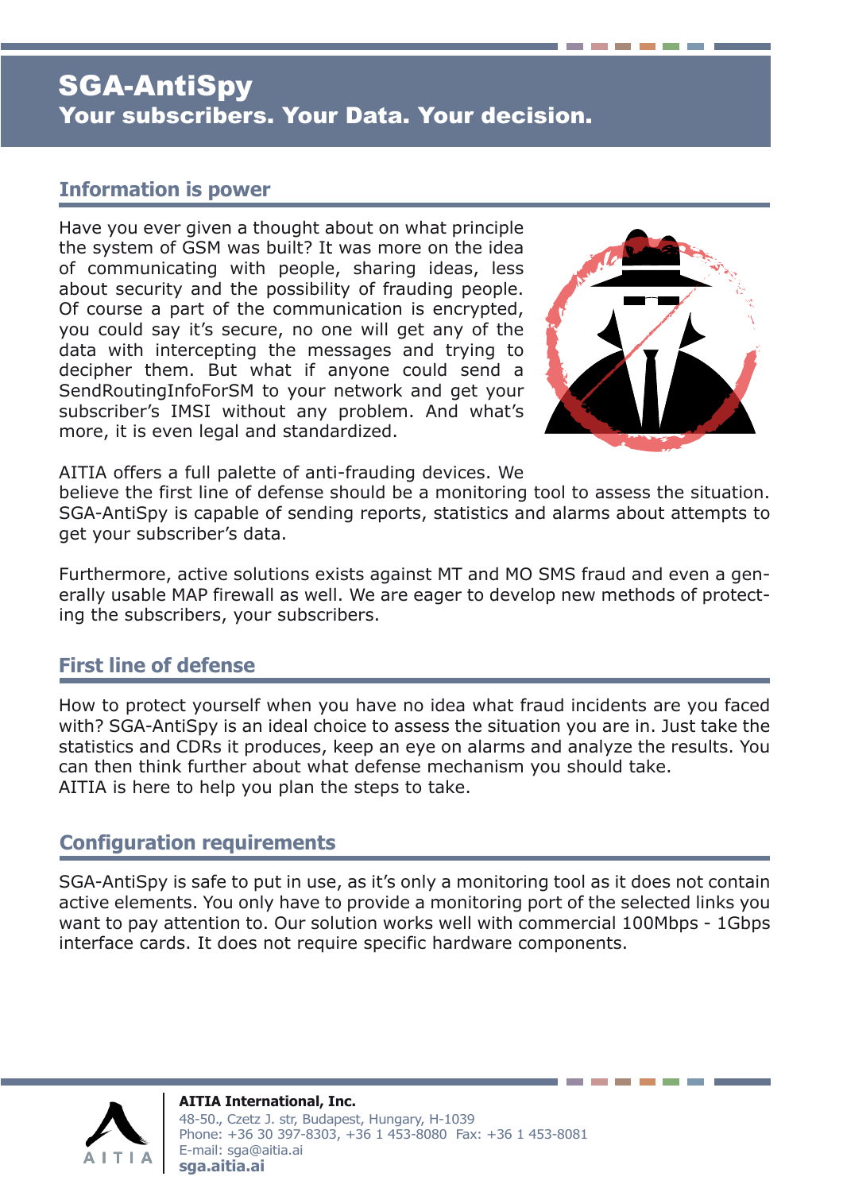# SGA-AntiSpy

## Your subscribers. Your Data. Your decision.

### Information is power

Have you ever given a thought about on what principle the system of GSM was built? It was more on the idea of communicating with people, sharing ideas, less about security and the possibility of frauding people. Of course a part of the communication is encrypted, you could say it's secure, no one will get any of the data with intercepting the messages and trying to decipher them. But what if anyone could send a SendRoutingInfoForSM to your network and get your subscriber's IMSI without any problem. And what's more, it is even legal and standardized.

AITIA offers a full palette of anti-frauding devices. We believe the first line of defense should be a monitoring tool to assess the situation. SGA-AntiSpy is capable of sending reports, statistics and alarms about attempts to get your subscriber's data.

Furthermore, active solutions exists against MT and MO SMS fraud and even a generally usable MAP firewall as well. We are eager to develop new methods of protecting the subscribers, your subscribers.

### First line of defense

How to protect yourself when you have no idea what fraud incidents are you faced with? SGA-AntiSpy is an ideal choice to assess the situation you are in. Just take the statistics and CDRs it produces, keep an eye on alarms and analyze the results. You can then think further about what defense mechanism you should take.
AITIA is here to help you plan the steps to take.

### Configuration requirements

SGA-AntiSpy is safe to put in use, as it's only a monitoring tool as it does not contain active elements. You only have to provide a monitoring port of the selected links you want to pay attention to. Our solution works well with commercial 100Mbps - 1Gbps interface cards. It does not require specific hardware components.

**AITIA International, Inc.**
48-50., Czetz J. str, Budapest, Hungary, H-1039
Phone: +36 30 397-8303, +36 1 453-8080 Fax: +36 1 453-8081
E-mail: sga@aitia.ai
**sga.aitia.ai**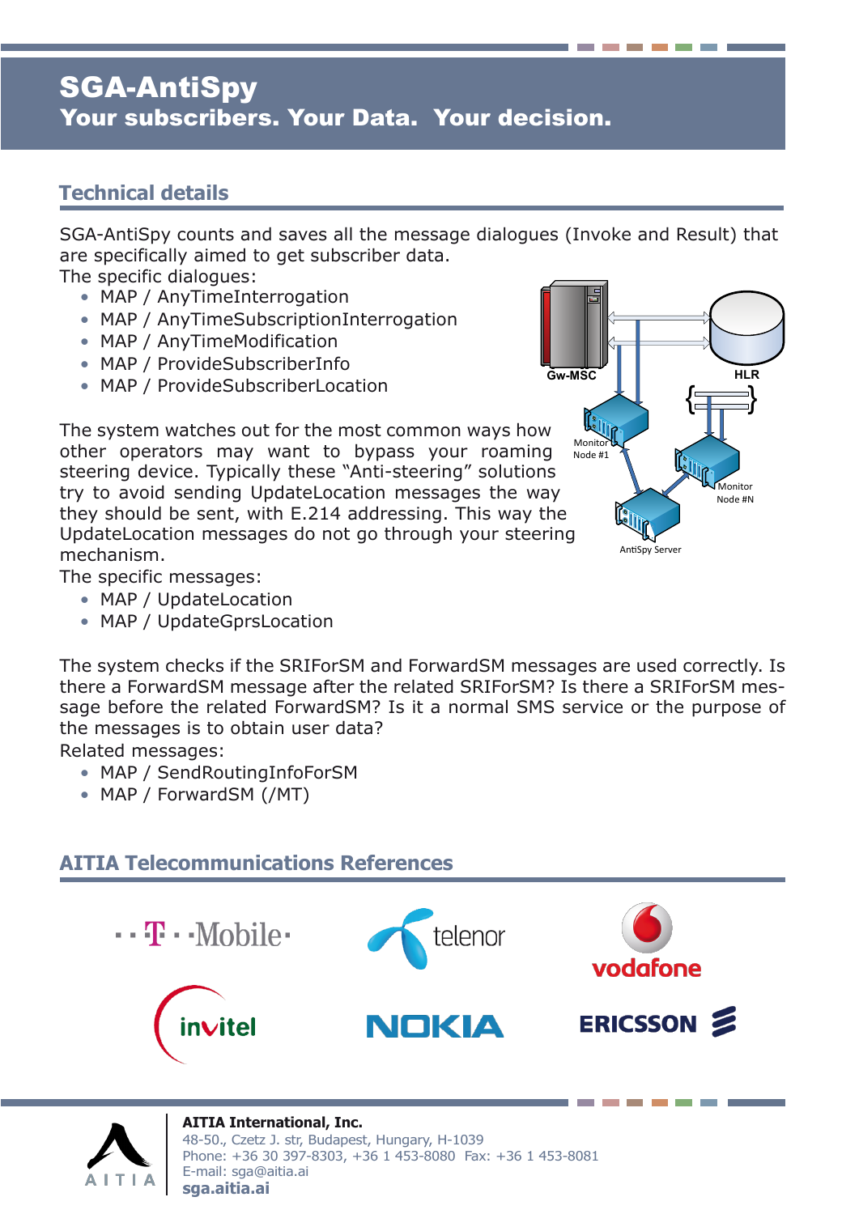# SGA-AntiSpy

**Your subscribers. Your Data. Your decision.**

## Technical details

SGA-AntiSpy counts and saves all the message dialogues (Invoke and Result) that are specifically aimed to get subscriber data.
The specific dialogues:

- MAP / AnyTimeInterrogation
- MAP / AnyTimeSubscriptionInterrogation
- MAP / AnyTimeModification
- MAP / ProvideSubscriberInfo
- MAP / ProvideSubscriberLocation

Gw-MSC
HLR
Monitor Node #1
Monitor Node #N
AntiSpy Server

The system watches out for the most common ways how other operators may want to bypass your roaming steering device. Typically these "Anti-steering" solutions try to avoid sending UpdateLocation messages the way they should be sent, with E.214 addressing. This way the UpdateLocation messages do not go through your steering mechanism.
The specific messages:

- MAP / UpdateLocation
- MAP / UpdateGprsLocation

The system checks if the SRIForSM and ForwardSM messages are used correctly. Is there a ForwardSM message after the related SRIForSM? Is there a SRIForSM message before the related ForwardSM? Is it a normal SMS service or the purpose of the messages is to obtain user data?
Related messages:

- MAP / SendRoutingInfoForSM
- MAP / ForwardSM (/MT)

## AITIA Telecommunications References

T-Mobile, telenor, vodafone, invitel, NOKIA, ERICSSON

**AITIA International, Inc.**
48-50., Czetz J. str, Budapest, Hungary, H-1039
Phone: +36 30 397-8303, +36 1 453-8080 Fax: +36 1 453-8081
E-mail: sga@aitia.ai
**sga.aitia.ai**